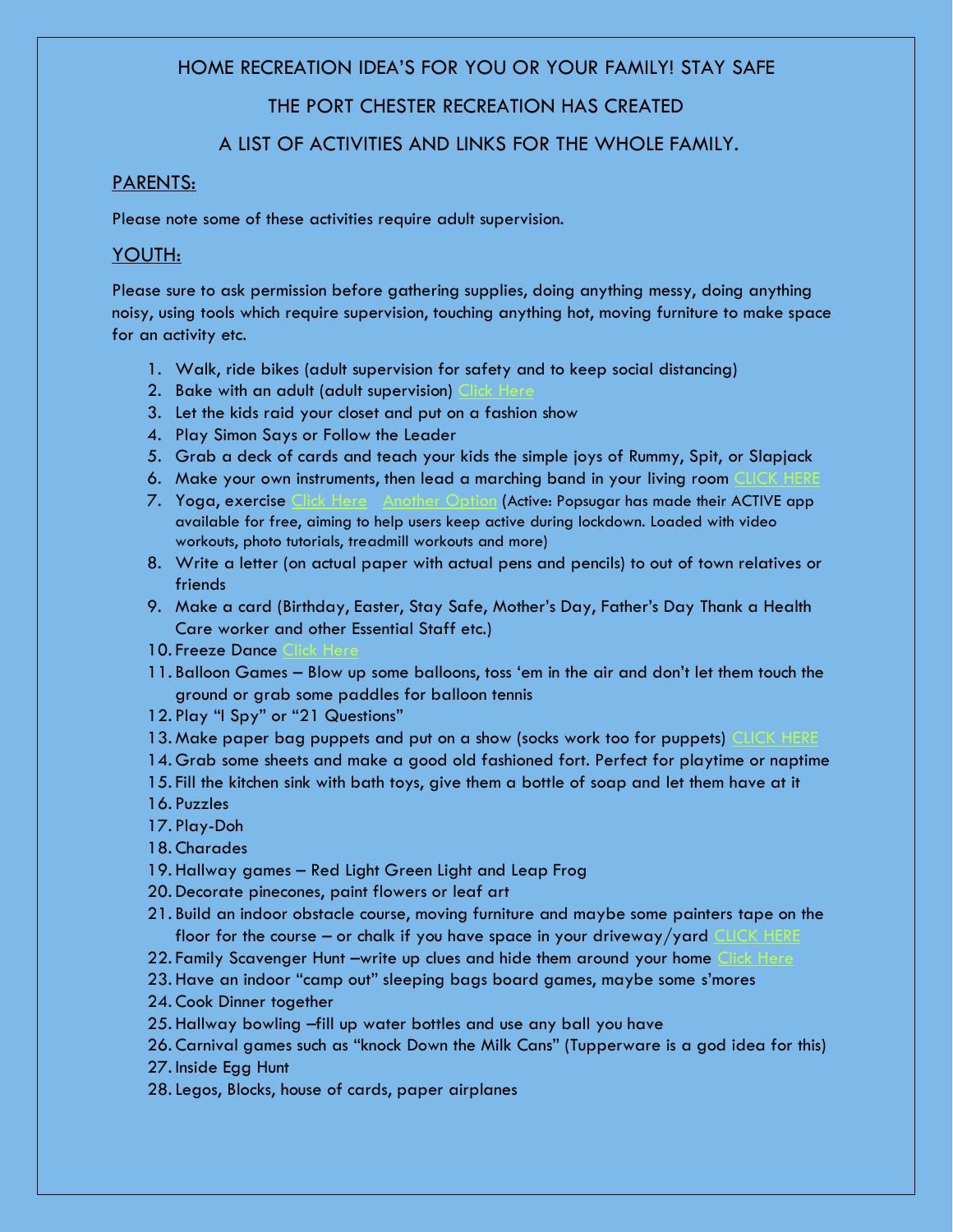# HOME RECREATION IDEA'S FOR YOU OR YOUR FAMILY! STAY SAFE

# THE PORT CHESTER RECREATION HAS CREATED

# A LIST OF ACTIVITIES AND LINKS FOR THE WHOLE FAMILY.

## PARENTS:

Please note some of these activities require adult supervision.

## YOUTH:

Please sure to ask permission before gathering supplies, doing anything messy, doing anything noisy, using tools which require supervision, touching anything hot, moving furniture to make space for an activity etc.

1. Walk, ride bikes (adult supervision for safety and to keep social distancing)
2. Bake with an adult (adult supervision) Click Here
3. Let the kids raid your closet and put on a fashion show
4. Play Simon Says or Follow the Leader
5. Grab a deck of cards and teach your kids the simple joys of Rummy, Spit, or Slapjack
6. Make your own instruments, then lead a marching band in your living room CLICK HERE
7. Yoga, exercise Click Here Another Option (Active: Popsugar has made their ACTIVE app available for free, aiming to help users keep active during lockdown. Loaded with video workouts, photo tutorials, treadmill workouts and more)
8. Write a letter (on actual paper with actual pens and pencils) to out of town relatives or friends
9. Make a card (Birthday, Easter, Stay Safe, Mother's Day, Father's Day Thank a Health Care worker and other Essential Staff etc.)
10. Freeze Dance Click Here
11. Balloon Games – Blow up some balloons, toss 'em in the air and don't let them touch the ground or grab some paddles for balloon tennis
12. Play "I Spy" or "21 Questions"
13. Make paper bag puppets and put on a show (socks work too for puppets) CLICK HERE
14. Grab some sheets and make a good old fashioned fort. Perfect for playtime or naptime
15. Fill the kitchen sink with bath toys, give them a bottle of soap and let them have at it
16. Puzzles
17. Play-Doh
18. Charades
19. Hallway games – Red Light Green Light and Leap Frog
20. Decorate pinecones, paint flowers or leaf art
21. Build an indoor obstacle course, moving furniture and maybe some painters tape on the floor for the course – or chalk if you have space in your driveway/yard CLICK HERE
22. Family Scavenger Hunt –write up clues and hide them around your home Click Here
23. Have an indoor "camp out" sleeping bags board games, maybe some s'mores
24. Cook Dinner together
25. Hallway bowling –fill up water bottles and use any ball you have
26. Carnival games such as "knock Down the Milk Cans" (Tupperware is a god idea for this)
27. Inside Egg Hunt
28. Legos, Blocks, house of cards, paper airplanes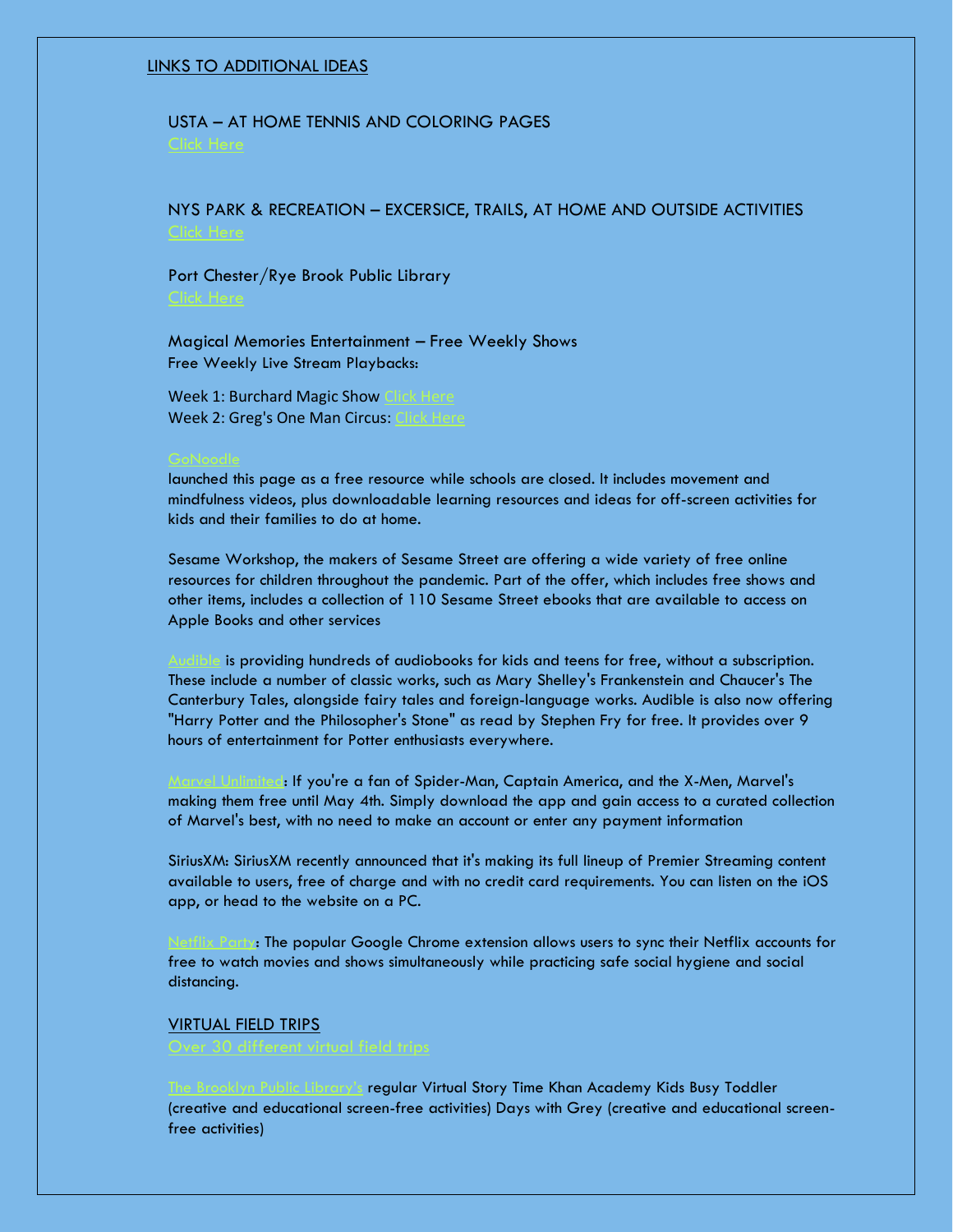## LINKS TO ADDITIONAL IDEAS

USTA – AT HOME TENNIS AND COLORING PAGES
Click Here

NYS PARK & RECREATION – EXCERSICE, TRAILS, AT HOME AND OUTSIDE ACTIVITIES
Click Here

Port Chester/Rye Brook Public Library
Click Here

Magical Memories Entertainment – Free Weekly Shows
Free Weekly Live Stream Playbacks:

Week 1: Burchard Magic Show Click Here
Week 2: Greg's One Man Circus: Click Here

GoNoodle
launched this page as a free resource while schools are closed. It includes movement and mindfulness videos, plus downloadable learning resources and ideas for off-screen activities for kids and their families to do at home.

Sesame Workshop, the makers of Sesame Street are offering a wide variety of free online resources for children throughout the pandemic. Part of the offer, which includes free shows and other items, includes a collection of 110 Sesame Street ebooks that are available to access on Apple Books and other services

Audible is providing hundreds of audiobooks for kids and teens for free, without a subscription. These include a number of classic works, such as Mary Shelley's Frankenstein and Chaucer's The Canterbury Tales, alongside fairy tales and foreign-language works. Audible is also now offering "Harry Potter and the Philosopher's Stone" as read by Stephen Fry for free. It provides over 9 hours of entertainment for Potter enthusiasts everywhere.

Marvel Unlimited: If you're a fan of Spider-Man, Captain America, and the X-Men, Marvel's making them free until May 4th. Simply download the app and gain access to a curated collection of Marvel's best, with no need to make an account or enter any payment information

SiriusXM: SiriusXM recently announced that it's making its full lineup of Premier Streaming content available to users, free of charge and with no credit card requirements. You can listen on the iOS app, or head to the website on a PC.

Netflix Party: The popular Google Chrome extension allows users to sync their Netflix accounts for free to watch movies and shows simultaneously while practicing safe social hygiene and social distancing.

VIRTUAL FIELD TRIPS
Over 30 different virtual field trips

The Brooklyn Public Library's regular Virtual Story Time Khan Academy Kids Busy Toddler (creative and educational screen-free activities) Days with Grey (creative and educational screen-free activities)